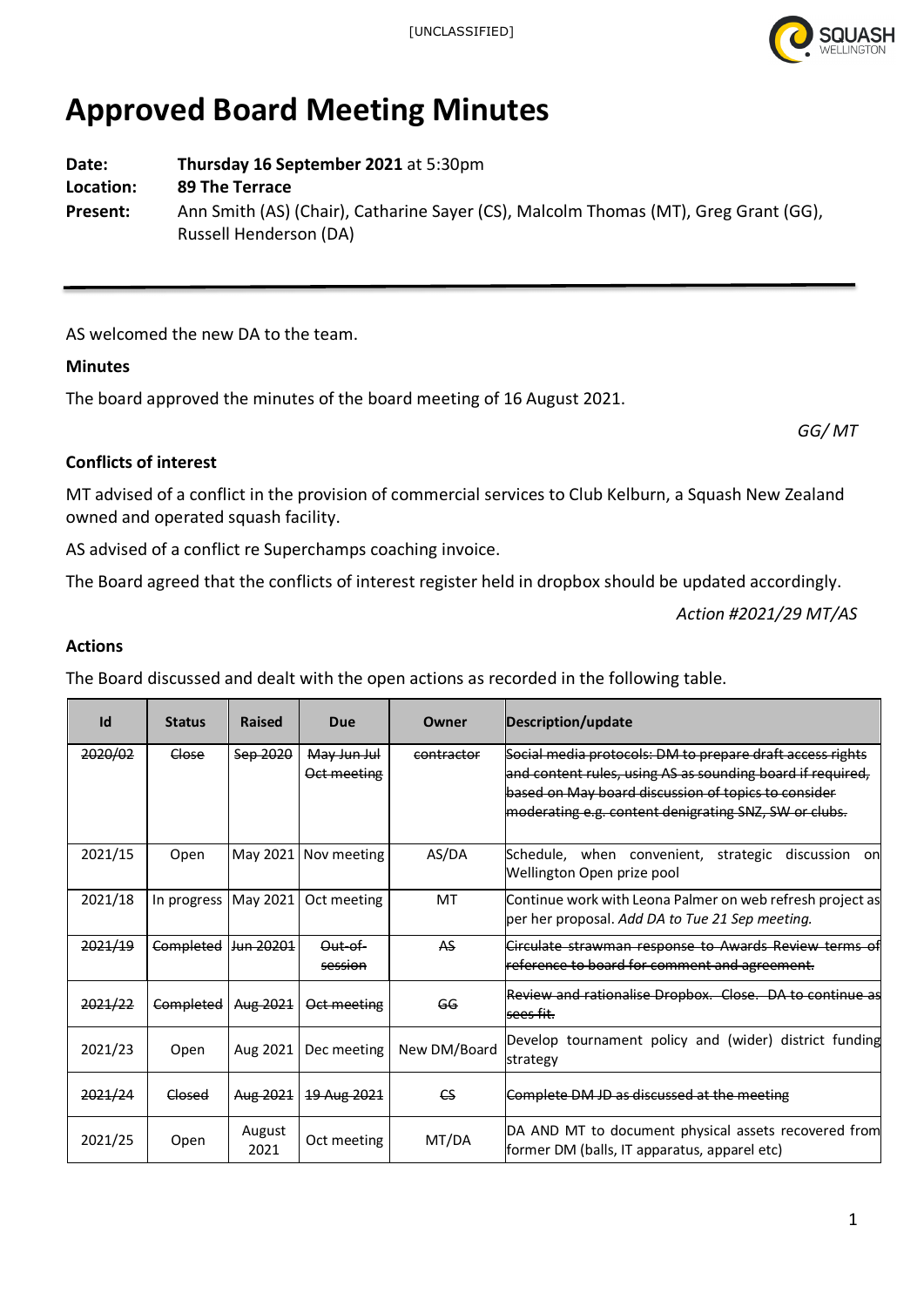[UNCLASSIFIED]

# Approved Board Meeting Minutes

**Date:** **Thursday 16 September 2021** at 5:30pm
**Location:** **89 The Terrace**
**Present:** Ann Smith (AS) (Chair), Catharine Sayer (CS), Malcolm Thomas (MT), Greg Grant (GG), Russell Henderson (DA)

---

AS welcomed the new DA to the team.

**Minutes**

The board approved the minutes of the board meeting of 16 August 2021.

*GG/ MT*

**Conflicts of interest**

MT advised of a conflict in the provision of commercial services to Club Kelburn, a Squash New Zealand owned and operated squash facility.

AS advised of a conflict re Superchamps coaching invoice.

The Board agreed that the conflicts of interest register held in dropbox should be updated accordingly.

*Action #2021/29 MT/AS*

**Actions**

The Board discussed and dealt with the open actions as recorded in the following table.

| Id | Status | Raised | Due | Owner | Description/update |
|---|---|---|---|---|---|
| ~~2020/02~~ | ~~Close~~ | ~~Sep 2020~~ | ~~May Jun Jul Oct meeting~~ | ~~contractor~~ | ~~Social media protocols: DM to prepare draft access rights and content rules, using AS as sounding board if required, based on May board discussion of topics to consider moderating e.g. content denigrating SNZ, SW or clubs.~~ |
| 2021/15 | Open | May 2021 | Nov meeting | AS/DA | Schedule, when convenient, strategic discussion on Wellington Open prize pool |
| 2021/18 | In progress | May 2021 | Oct meeting | MT | Continue work with Leona Palmer on web refresh project as per her proposal. *Add DA to Tue 21 Sep meeting.* |
| ~~2021/19~~ | ~~Completed~~ | ~~Jun 20201~~ | ~~Out-of-session~~ | ~~AS~~ | ~~Circulate strawman response to Awards Review terms of reference to board for comment and agreement.~~ |
| ~~2021/22~~ | ~~Completed~~ | ~~Aug 2021~~ | ~~Oct meeting~~ | ~~GG~~ | ~~Review and rationalise Dropbox. Close. DA to continue as sees fit.~~ |
| 2021/23 | Open | Aug 2021 | Dec meeting | New DM/Board | Develop tournament policy and (wider) district funding strategy |
| ~~2021/24~~ | ~~Closed~~ | ~~Aug 2021~~ | ~~19 Aug 2021~~ | ~~CS~~ | ~~Complete DM JD as discussed at the meeting~~ |
| 2021/25 | Open | August 2021 | Oct meeting | MT/DA | DA AND MT to document physical assets recovered from former DM (balls, IT apparatus, apparel etc) |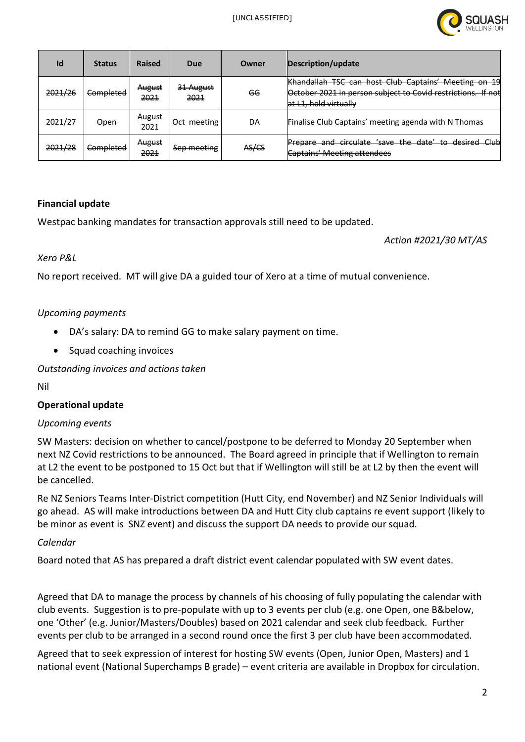| Id | Status | Raised | Due | Owner | Description/update |
|---|---|---|---|---|---|
| ~~2021/26~~ | ~~Completed~~ | ~~August 2021~~ | ~~31 August 2021~~ | ~~GG~~ | ~~Khandallah TSC can host Club Captains' Meeting on 19 October 2021 in person subject to Covid restrictions. If not at L1, hold virtually~~ |
| 2021/27 | Open | August 2021 | Oct meeting | DA | Finalise Club Captains' meeting agenda with N Thomas |
| ~~2021/28~~ | ~~Completed~~ | ~~August 2021~~ | ~~Sep meeting~~ | ~~AS/CS~~ | ~~Prepare and circulate 'save the date' to desired Club Captains' Meeting attendees~~ |

**Financial update**

Westpac banking mandates for transaction approvals still need to be updated.

*Action #2021/30 MT/AS*

*Xero P&L*

No report received. MT will give DA a guided tour of Xero at a time of mutual convenience.

*Upcoming payments*

- DA's salary: DA to remind GG to make salary payment on time.
- Squad coaching invoices

*Outstanding invoices and actions taken*

Nil

**Operational update**

*Upcoming events*

SW Masters: decision on whether to cancel/postpone to be deferred to Monday 20 September when next NZ Covid restrictions to be announced. The Board agreed in principle that if Wellington to remain at L2 the event to be postponed to 15 Oct but that if Wellington will still be at L2 by then the event will be cancelled.

Re NZ Seniors Teams Inter-District competition (Hutt City, end November) and NZ Senior Individuals will go ahead. AS will make introductions between DA and Hutt City club captains re event support (likely to be minor as event is SNZ event) and discuss the support DA needs to provide our squad.

*Calendar*

Board noted that AS has prepared a draft district event calendar populated with SW event dates.

Agreed that DA to manage the process by channels of his choosing of fully populating the calendar with club events. Suggestion is to pre-populate with up to 3 events per club (e.g. one Open, one B&below, one 'Other' (e.g. Junior/Masters/Doubles) based on 2021 calendar and seek club feedback. Further events per club to be arranged in a second round once the first 3 per club have been accommodated.

Agreed that to seek expression of interest for hosting SW events (Open, Junior Open, Masters) and 1 national event (National Superchamps B grade) – event criteria are available in Dropbox for circulation.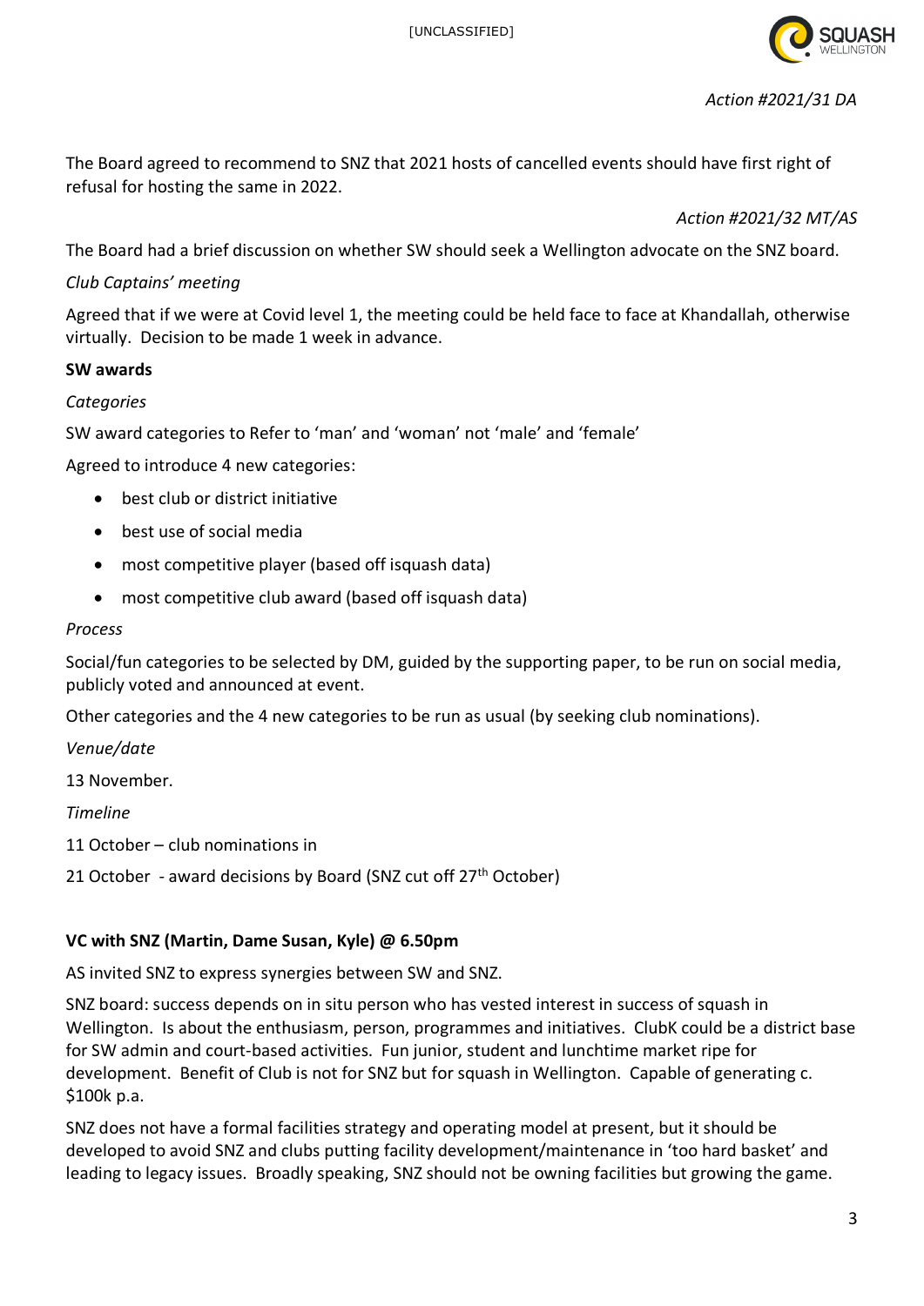*Action #2021/31 DA*

The Board agreed to recommend to SNZ that 2021 hosts of cancelled events should have first right of refusal for hosting the same in 2022.

*Action #2021/32 MT/AS*

The Board had a brief discussion on whether SW should seek a Wellington advocate on the SNZ board.

*Club Captains' meeting*

Agreed that if we were at Covid level 1, the meeting could be held face to face at Khandallah, otherwise virtually. Decision to be made 1 week in advance.

**SW awards**

*Categories*

SW award categories to Refer to 'man' and 'woman' not 'male' and 'female'

Agreed to introduce 4 new categories:

- best club or district initiative
- best use of social media
- most competitive player (based off isquash data)
- most competitive club award (based off isquash data)

*Process*

Social/fun categories to be selected by DM, guided by the supporting paper, to be run on social media, publicly voted and announced at event.

Other categories and the 4 new categories to be run as usual (by seeking club nominations).

*Venue/date*

13 November.

*Timeline*

11 October – club nominations in

21 October - award decisions by Board (SNZ cut off 27th October)

**VC with SNZ (Martin, Dame Susan, Kyle) @ 6.50pm**

AS invited SNZ to express synergies between SW and SNZ.

SNZ board: success depends on in situ person who has vested interest in success of squash in Wellington. Is about the enthusiasm, person, programmes and initiatives. ClubK could be a district base for SW admin and court-based activities. Fun junior, student and lunchtime market ripe for development. Benefit of Club is not for SNZ but for squash in Wellington. Capable of generating c. $100k p.a.

SNZ does not have a formal facilities strategy and operating model at present, but it should be developed to avoid SNZ and clubs putting facility development/maintenance in 'too hard basket' and leading to legacy issues. Broadly speaking, SNZ should not be owning facilities but growing the game.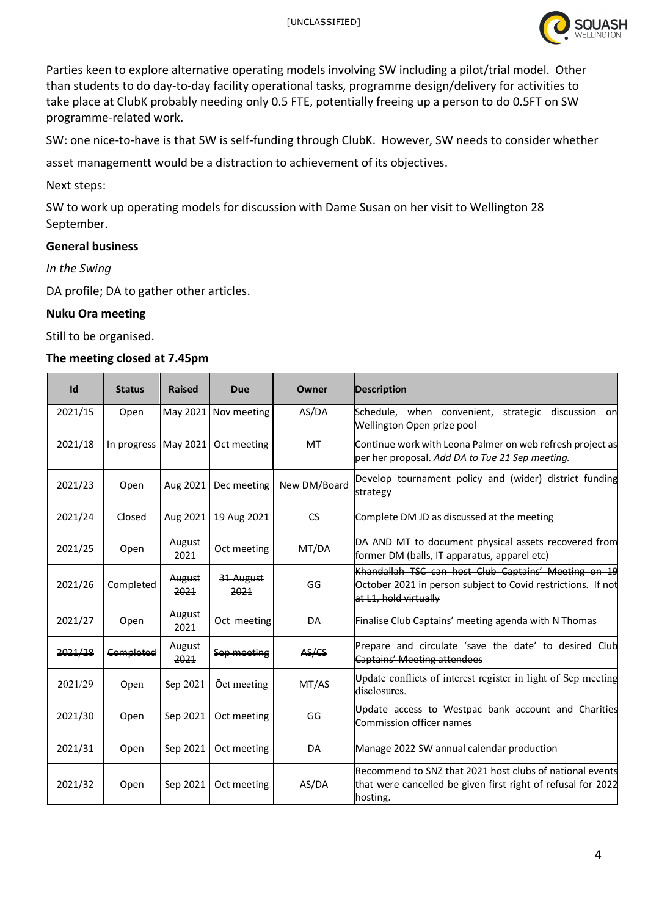Parties keen to explore alternative operating models involving SW including a pilot/trial model. Other than students to do day-to-day facility operational tasks, programme design/delivery for activities to take place at ClubK probably needing only 0.5 FTE, potentially freeing up a person to do 0.5FT on SW programme-related work.

SW: one nice-to-have is that SW is self-funding through ClubK. However, SW needs to consider whether asset managementt would be a distraction to achievement of its objectives.

Next steps:

SW to work up operating models for discussion with Dame Susan on her visit to Wellington 28 September.

**General business**

*In the Swing*

DA profile; DA to gather other articles.

**Nuku Ora meeting**

Still to be organised.

**The meeting closed at 7.45pm**

| Id | Status | Raised | Due | Owner | Description |
|---|---|---|---|---|---|
| 2021/15 | Open | May 2021 | Nov meeting | AS/DA | Schedule, when convenient, strategic discussion on Wellington Open prize pool |
| 2021/18 | In progress | May 2021 | Oct meeting | MT | Continue work with Leona Palmer on web refresh project as per her proposal. *Add DA to Tue 21 Sep meeting.* |
| 2021/23 | Open | Aug 2021 | Dec meeting | New DM/Board | Develop tournament policy and (wider) district funding strategy |
| ~~2021/24~~ | ~~Closed~~ | ~~Aug 2021~~ | ~~19 Aug 2021~~ | ~~CS~~ | ~~Complete DM JD as discussed at the meeting~~ |
| 2021/25 | Open | August 2021 | Oct meeting | MT/DA | DA AND MT to document physical assets recovered from former DM (balls, IT apparatus, apparel etc) |
| ~~2021/26~~ | ~~Completed~~ | ~~August 2021~~ | ~~31 August 2021~~ | ~~GG~~ | ~~Khandallah TSC can host Club Captains' Meeting on 19 October 2021 in person subject to Covid restrictions. If not at L1, hold virtually~~ |
| 2021/27 | Open | August 2021 | Oct meeting | DA | Finalise Club Captains' meeting agenda with N Thomas |
| ~~2021/28~~ | ~~Completed~~ | ~~August 2021~~ | ~~Sep meeting~~ | ~~AS/CS~~ | ~~Prepare and circulate 'save the date' to desired Club Captains' Meeting attendees~~ |
| 2021/29 | Open | Sep 2021 | Ōct meeting | MT/AS | Update conflicts of interest register in light of Sep meeting disclosures. |
| 2021/30 | Open | Sep 2021 | Oct meeting | GG | Update access to Westpac bank account and Charities Commission officer names |
| 2021/31 | Open | Sep 2021 | Oct meeting | DA | Manage 2022 SW annual calendar production |
| 2021/32 | Open | Sep 2021 | Oct meeting | AS/DA | Recommend to SNZ that 2021 host clubs of national events that were cancelled be given first right of refusal for 2022 hosting. |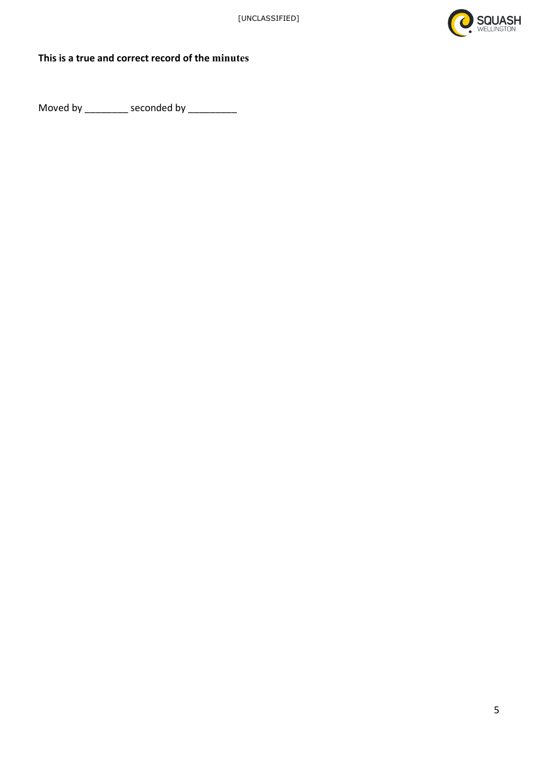**This is a true and correct record of the minutes**

Moved by ________ seconded by _________